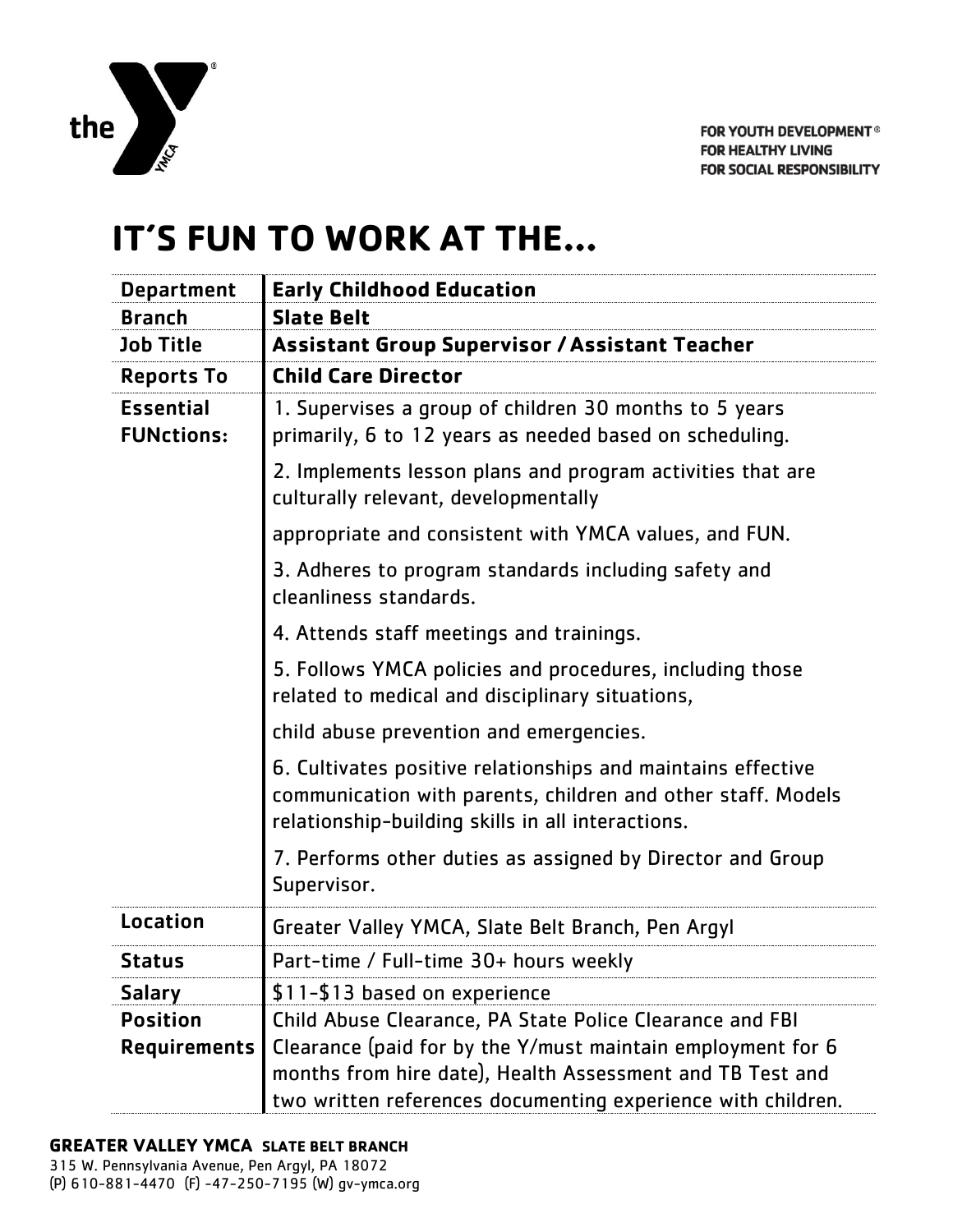the YMCA

FOR YOUTH DEVELOPMENT®
FOR HEALTHY LIVING
FOR SOCIAL RESPONSIBILITY

# IT'S FUN TO WORK AT THE...

| | |
|---|---|
| **Department** | **Early Childhood Education** |
| **Branch** | **Slate Belt** |
| **Job Title** | **Assistant Group Supervisor / Assistant Teacher** |
| **Reports To** | **Child Care Director** |
| **Essential FUNctions:** | 1. Supervises a group of children 30 months to 5 years primarily, 6 to 12 years as needed based on scheduling.<br><br>2. Implements lesson plans and program activities that are culturally relevant, developmentally appropriate and consistent with YMCA values, and FUN.<br><br>3. Adheres to program standards including safety and cleanliness standards.<br><br>4. Attends staff meetings and trainings.<br><br>5. Follows YMCA policies and procedures, including those related to medical and disciplinary situations, child abuse prevention and emergencies.<br><br>6. Cultivates positive relationships and maintains effective communication with parents, children and other staff. Models relationship-building skills in all interactions.<br><br>7. Performs other duties as assigned by Director and Group Supervisor. |
| **Location** | Greater Valley YMCA, Slate Belt Branch, Pen Argyl |
| **Status** | Part-time / Full-time 30+ hours weekly |
| **Salary** | \$11-\$13 based on experience |
| **Position Requirements** | Child Abuse Clearance, PA State Police Clearance and FBI Clearance (paid for by the Y/must maintain employment for 6 months from hire date), Health Assessment and TB Test and two written references documenting experience with children. |

**GREATER VALLEY YMCA** **SLATE BELT BRANCH**
315 W. Pennsylvania Avenue, Pen Argyl, PA 18072
(P) 610-881-4470 (F) -47-250-7195 (W) gv-ymca.org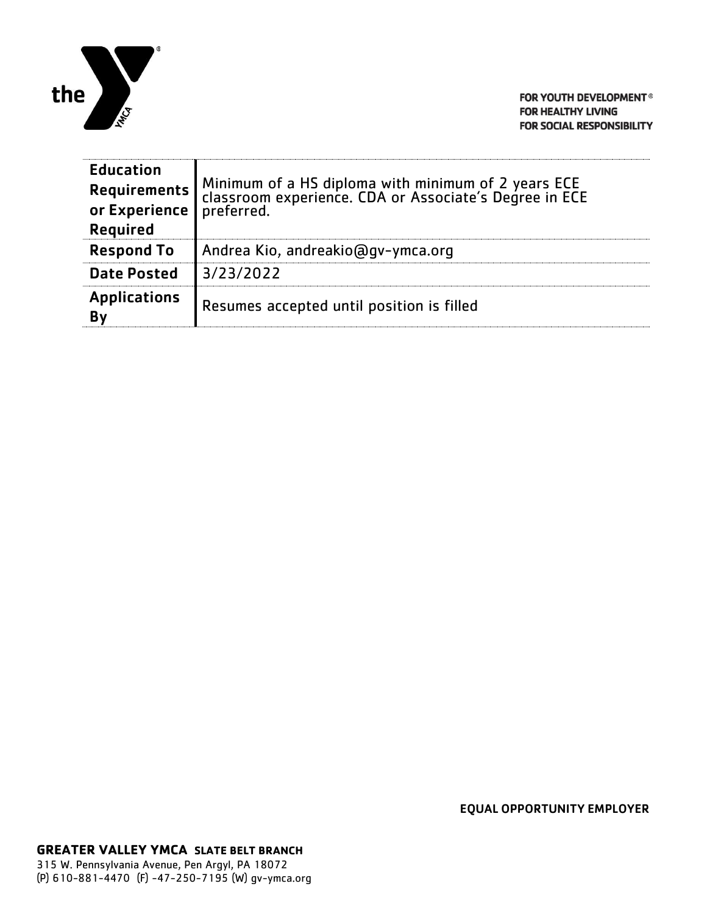FOR YOUTH DEVELOPMENT®
FOR HEALTHY LIVING
FOR SOCIAL RESPONSIBILITY

| | |
|---|---|
| **Education Requirements or Experience Required** | Minimum of a HS diploma with minimum of 2 years ECE classroom experience. CDA or Associate's Degree in ECE preferred. |
| **Respond To** | Andrea Kio, andreakio@gv-ymca.org |
| **Date Posted** | 3/23/2022 |
| **Applications By** | Resumes accepted until position is filled |

EQUAL OPPORTUNITY EMPLOYER

**GREATER VALLEY YMCA SLATE BELT BRANCH**
315 W. Pennsylvania Avenue, Pen Argyl, PA 18072
(P) 610-881-4470 (F) -47-250-7195 (W) gv-ymca.org